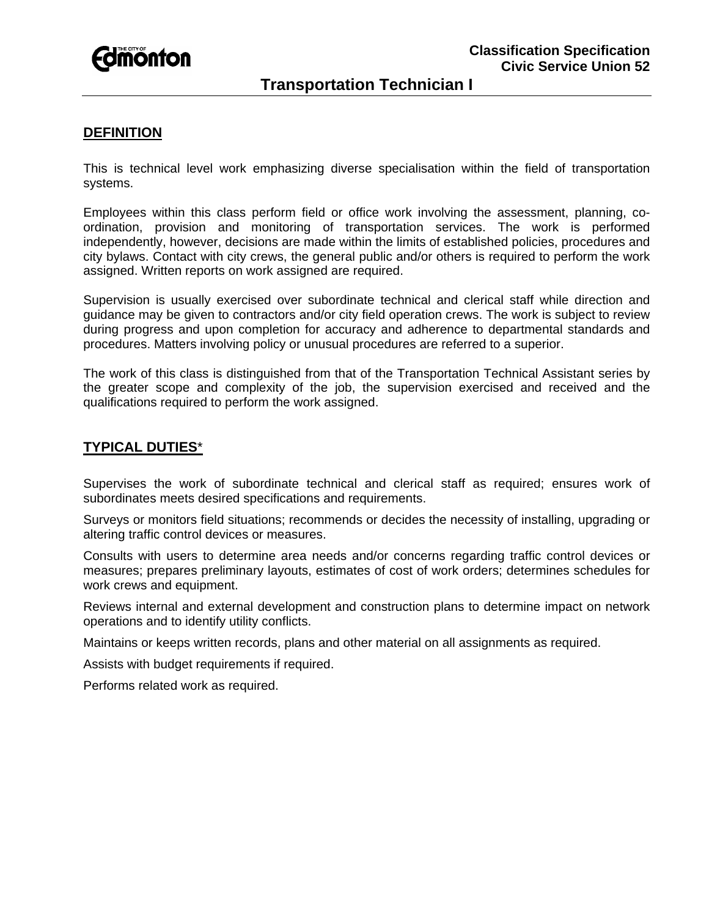Classification Specification
Civic Service Union 52

# Transportation Technician I

## DEFINITION

This is technical level work emphasizing diverse specialisation within the field of transportation systems.

Employees within this class perform field or office work involving the assessment, planning, co-ordination, provision and monitoring of transportation services. The work is performed independently, however, decisions are made within the limits of established policies, procedures and city bylaws. Contact with city crews, the general public and/or others is required to perform the work assigned. Written reports on work assigned are required.

Supervision is usually exercised over subordinate technical and clerical staff while direction and guidance may be given to contractors and/or city field operation crews. The work is subject to review during progress and upon completion for accuracy and adherence to departmental standards and procedures. Matters involving policy or unusual procedures are referred to a superior.

The work of this class is distinguished from that of the Transportation Technical Assistant series by the greater scope and complexity of the job, the supervision exercised and received and the qualifications required to perform the work assigned.

## TYPICAL DUTIES*

Supervises the work of subordinate technical and clerical staff as required; ensures work of subordinates meets desired specifications and requirements.

Surveys or monitors field situations; recommends or decides the necessity of installing, upgrading or altering traffic control devices or measures.

Consults with users to determine area needs and/or concerns regarding traffic control devices or measures; prepares preliminary layouts, estimates of cost of work orders; determines schedules for work crews and equipment.

Reviews internal and external development and construction plans to determine impact on network operations and to identify utility conflicts.

Maintains or keeps written records, plans and other material on all assignments as required.

Assists with budget requirements if required.

Performs related work as required.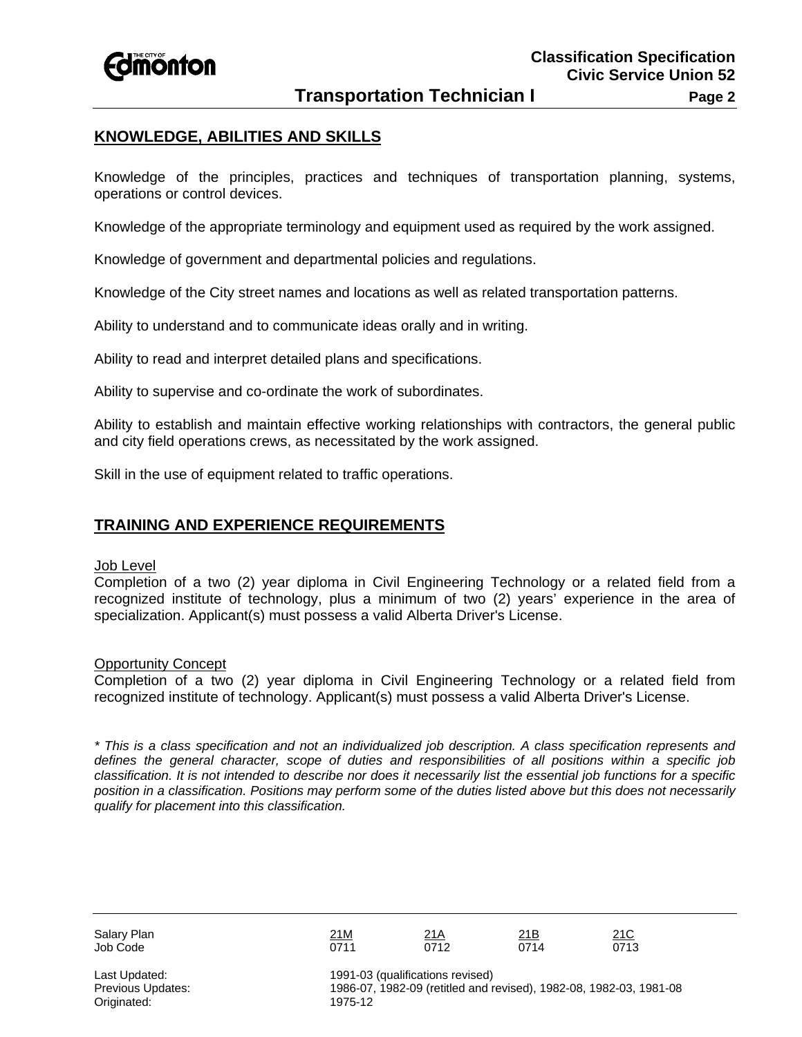## KNOWLEDGE, ABILITIES AND SKILLS

Knowledge of the principles, practices and techniques of transportation planning, systems, operations or control devices.

Knowledge of the appropriate terminology and equipment used as required by the work assigned.

Knowledge of government and departmental policies and regulations.

Knowledge of the City street names and locations as well as related transportation patterns.

Ability to understand and to communicate ideas orally and in writing.

Ability to read and interpret detailed plans and specifications.

Ability to supervise and co-ordinate the work of subordinates.

Ability to establish and maintain effective working relationships with contractors, the general public and city field operations crews, as necessitated by the work assigned.

Skill in the use of equipment related to traffic operations.

## TRAINING AND EXPERIENCE REQUIREMENTS

Job Level
Completion of a two (2) year diploma in Civil Engineering Technology or a related field from a recognized institute of technology, plus a minimum of two (2) years' experience in the area of specialization. Applicant(s) must possess a valid Alberta Driver's License.

Opportunity Concept
Completion of a two (2) year diploma in Civil Engineering Technology or a related field from recognized institute of technology. Applicant(s) must possess a valid Alberta Driver's License.

*\* This is a class specification and not an individualized job description. A class specification represents and defines the general character, scope of duties and responsibilities of all positions within a specific job classification. It is not intended to describe nor does it necessarily list the essential job functions for a specific position in a classification. Positions may perform some of the duties listed above but this does not necessarily qualify for placement into this classification.*

| | | | | |
|---|---|---|---|---|
| Salary Plan | 21M | 21A | 21B | 21C |
| Job Code | 0711 | 0712 | 0714 | 0713 |

Last Updated: 1991-03 (qualifications revised)
Previous Updates: 1986-07, 1982-09 (retitled and revised), 1982-08, 1982-03, 1981-08
Originated: 1975-12